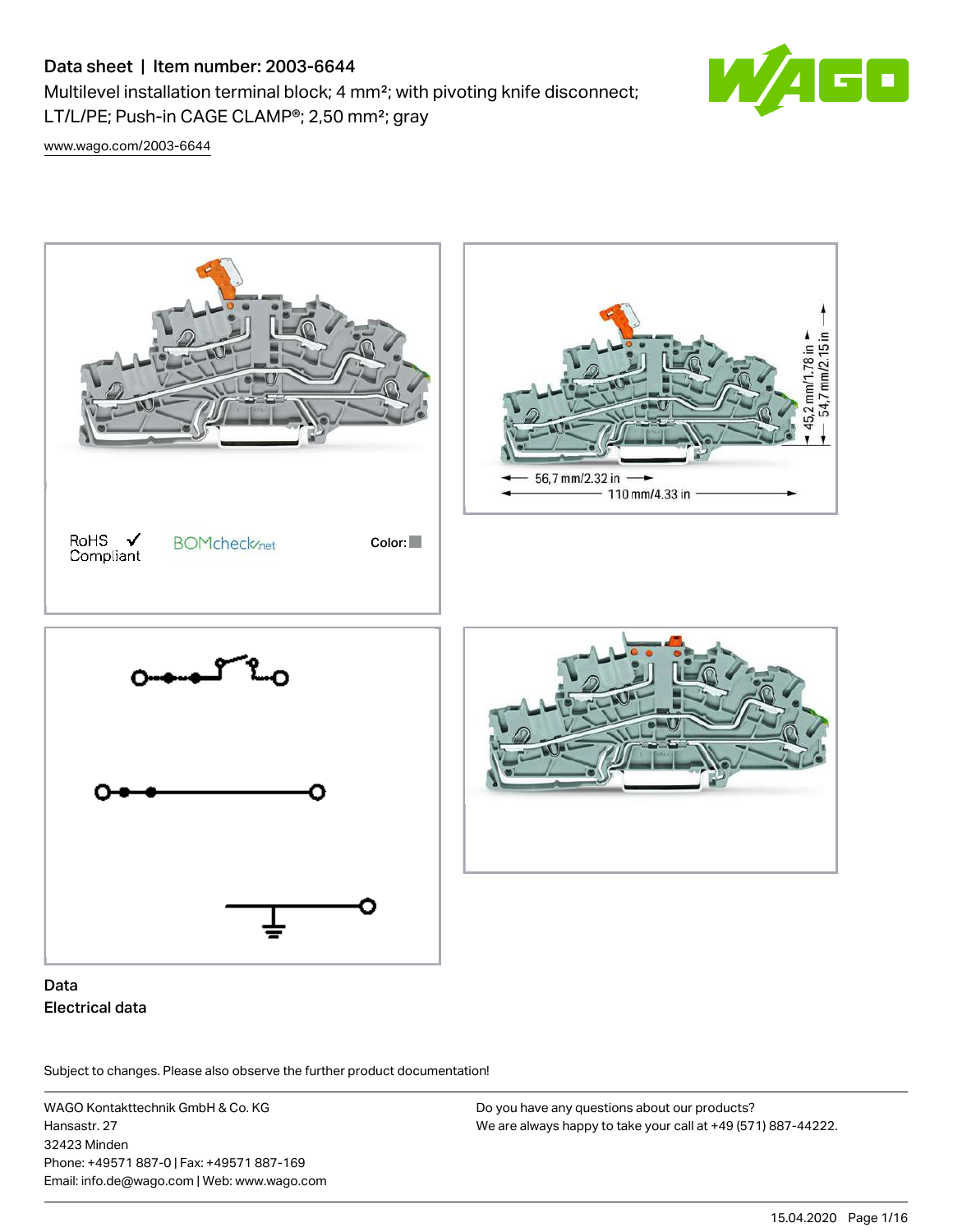# Data sheet | Item number: 2003-6644

Multilevel installation terminal block; 4 mm²; with pivoting knife disconnect; LT/L/PE; Push-in CAGE CLAMP®; 2,50 mm²; gray

www.wago.com/2003-6644

RoHS ✓ Compliant

BOMcheck.net

Color:

56,7 mm/2.32 in

110 mm/4.33 in

45,2 mm/1.78 in

54,7 mm/2.15 in

## Data

### Electrical data

Subject to changes. Please also observe the further product documentation!

WAGO Kontakttechnik GmbH & Co. KG
Hansastr. 27
32423 Minden
Phone: +49571 887-0 | Fax: +49571 887-169
Email: info.de@wago.com | Web: www.wago.com

Do you have any questions about our products?
We are always happy to take your call at +49 (571) 887-44222.

15.04.2020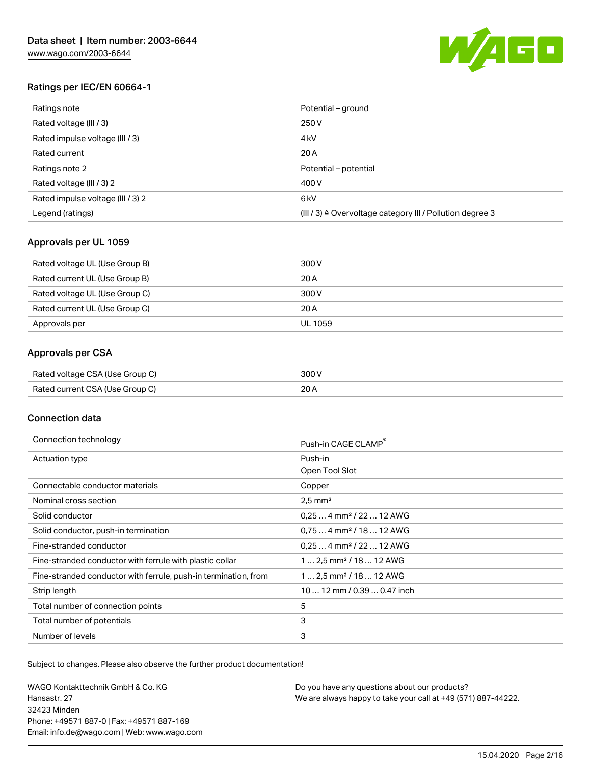## Ratings per IEC/EN 60664-1

| | |
|---|---|
| Ratings note | Potential – ground |
| Rated voltage (III / 3) | 250 V |
| Rated impulse voltage (III / 3) | 4 kV |
| Rated current | 20 A |
| Ratings note 2 | Potential – potential |
| Rated voltage (III / 3) 2 | 400 V |
| Rated impulse voltage (III / 3) 2 | 6 kV |
| Legend (ratings) | (III / 3) ≙ Overvoltage category III / Pollution degree 3 |

## Approvals per UL 1059

| | |
|---|---|
| Rated voltage UL (Use Group B) | 300 V |
| Rated current UL (Use Group B) | 20 A |
| Rated voltage UL (Use Group C) | 300 V |
| Rated current UL (Use Group C) | 20 A |
| Approvals per | UL 1059 |

## Approvals per CSA

| | |
|---|---|
| Rated voltage CSA (Use Group C) | 300 V |
| Rated current CSA (Use Group C) | 20 A |

## Connection data

| | |
|---|---|
| Connection technology | Push-in CAGE CLAMP® |
| Actuation type | Push-in<br>Open Tool Slot |
| Connectable conductor materials | Copper |
| Nominal cross section | 2,5 mm² |
| Solid conductor | 0,25 … 4 mm² / 22 … 12 AWG |
| Solid conductor, push-in termination | 0,75 … 4 mm² / 18 … 12 AWG |
| Fine-stranded conductor | 0,25 … 4 mm² / 22 … 12 AWG |
| Fine-stranded conductor with ferrule with plastic collar | 1 … 2,5 mm² / 18 … 12 AWG |
| Fine-stranded conductor with ferrule, push-in termination, from | 1 … 2,5 mm² / 18 … 12 AWG |
| Strip length | 10 … 12 mm / 0.39 … 0.47 inch |
| Total number of connection points | 5 |
| Total number of potentials | 3 |
| Number of levels | 3 |

Subject to changes. Please also observe the further product documentation!

WAGO Kontakttechnik GmbH & Co. KG
Hansastr. 27
32423 Minden
Phone: +49571 887-0 | Fax: +49571 887-169
Email: info.de@wago.com | Web: www.wago.com

Do you have any questions about our products?
We are always happy to take your call at +49 (571) 887-44222.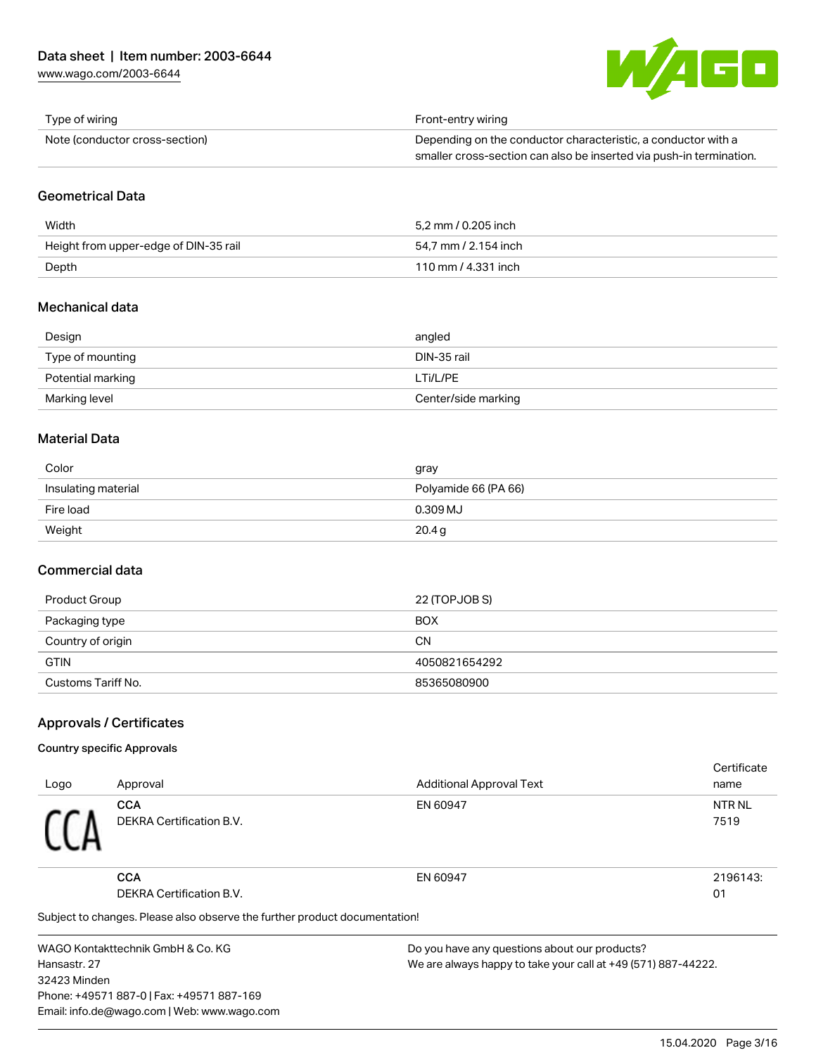| | |
|---|---|
| Type of wiring | Front-entry wiring |
| Note (conductor cross-section) | Depending on the conductor characteristic, a conductor with a smaller cross-section can also be inserted via push-in termination. |

## Geometrical Data

| | |
|---|---|
| Width | 5,2 mm / 0.205 inch |
| Height from upper-edge of DIN-35 rail | 54,7 mm / 2.154 inch |
| Depth | 110 mm / 4.331 inch |

## Mechanical data

| | |
|---|---|
| Design | angled |
| Type of mounting | DIN-35 rail |
| Potential marking | LTi/L/PE |
| Marking level | Center/side marking |

## Material Data

| | |
|---|---|
| Color | gray |
| Insulating material | Polyamide 66 (PA 66) |
| Fire load | 0.309 MJ |
| Weight | 20.4 g |

## Commercial data

| | |
|---|---|
| Product Group | 22 (TOPJOB S) |
| Packaging type | BOX |
| Country of origin | CN |
| GTIN | 4050821654292 |
| Customs Tariff No. | 85365080900 |

## Approvals / Certificates

### Country specific Approvals

| Logo | Approval | Additional Approval Text | Certificate name |
|---|---|---|---|
| CCA | **CCA** DEKRA Certification B.V. | EN 60947 | NTR NL 7519 |
| | **CCA** DEKRA Certification B.V. | EN 60947 | 2196143: 01 |

Subject to changes. Please also observe the further product documentation!

WAGO Kontakttechnik GmbH & Co. KG
Hansastr. 27
32423 Minden
Phone: +49571 887-0 | Fax: +49571 887-169
Email: info.de@wago.com | Web: www.wago.com

Do you have any questions about our products?
We are always happy to take your call at +49 (571) 887-44222.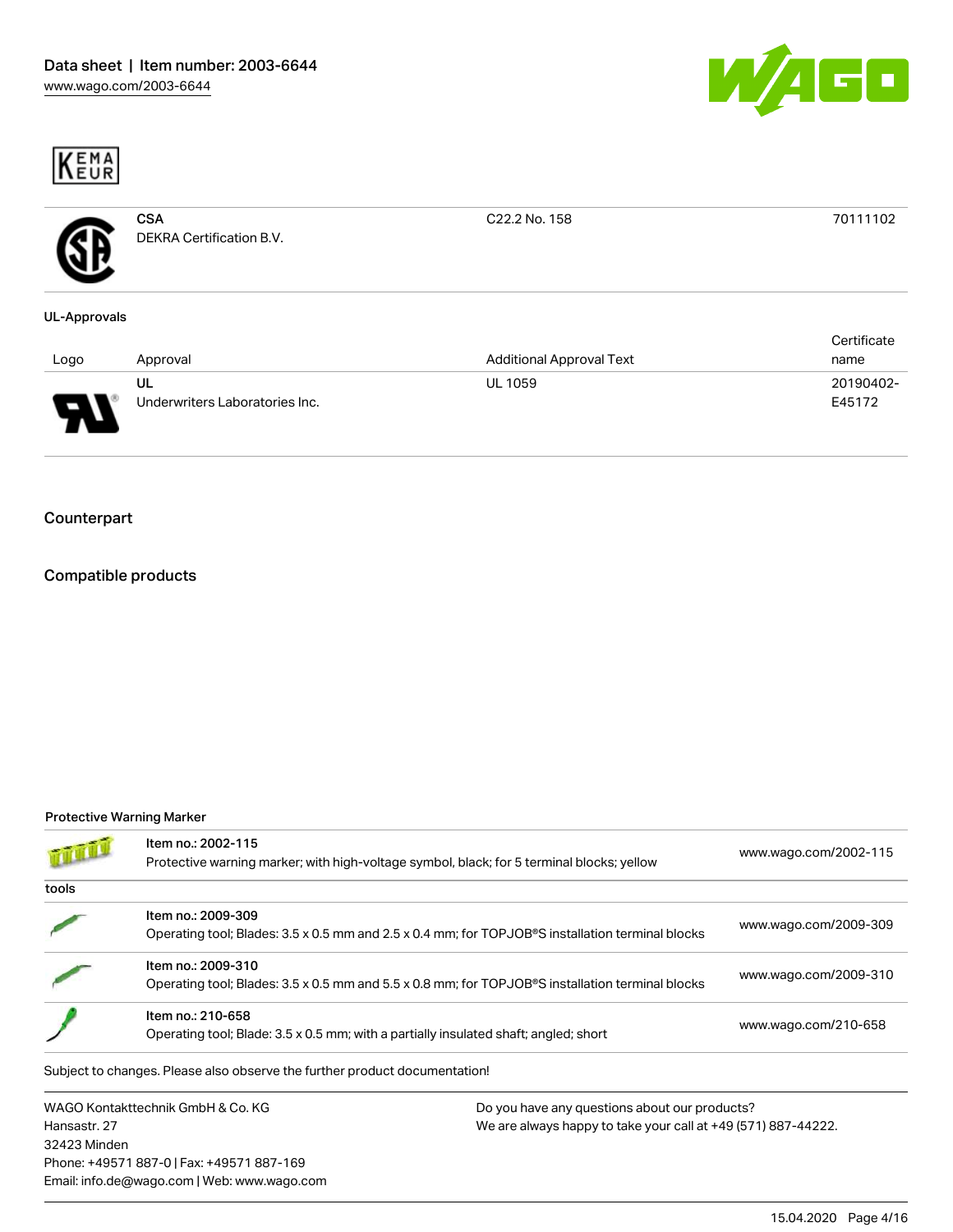KEMA EUR

| | | | |
|---|---|---|---|
| | **CSA**<br>DEKRA Certification B.V. | C22.2 No. 158 | 70111102 |

**UL-Approvals**

| Logo | Approval | Additional Approval Text | Certificate name |
|---|---|---|---|
| | **UL**<br>Underwriters Laboratories Inc. | UL 1059 | 20190402-E45172 |

## Counterpart

## Compatible products

**Protective Warning Marker**

| | | |
|---|---|---|
| | Item no.: 2002-115<br>Protective warning marker; with high-voltage symbol, black; for 5 terminal blocks; yellow | www.wago.com/2002-115 |

**tools**

| | | |
|---|---|---|
| | Item no.: 2009-309<br>Operating tool; Blades: 3.5 x 0.5 mm and 2.5 x 0.4 mm; for TOPJOB®S installation terminal blocks | www.wago.com/2009-309 |
| | Item no.: 2009-310<br>Operating tool; Blades: 3.5 x 0.5 mm and 5.5 x 0.8 mm; for TOPJOB®S installation terminal blocks | www.wago.com/2009-310 |
| | Item no.: 210-658<br>Operating tool; Blade: 3.5 x 0.5 mm; with a partially insulated shaft; angled; short | www.wago.com/210-658 |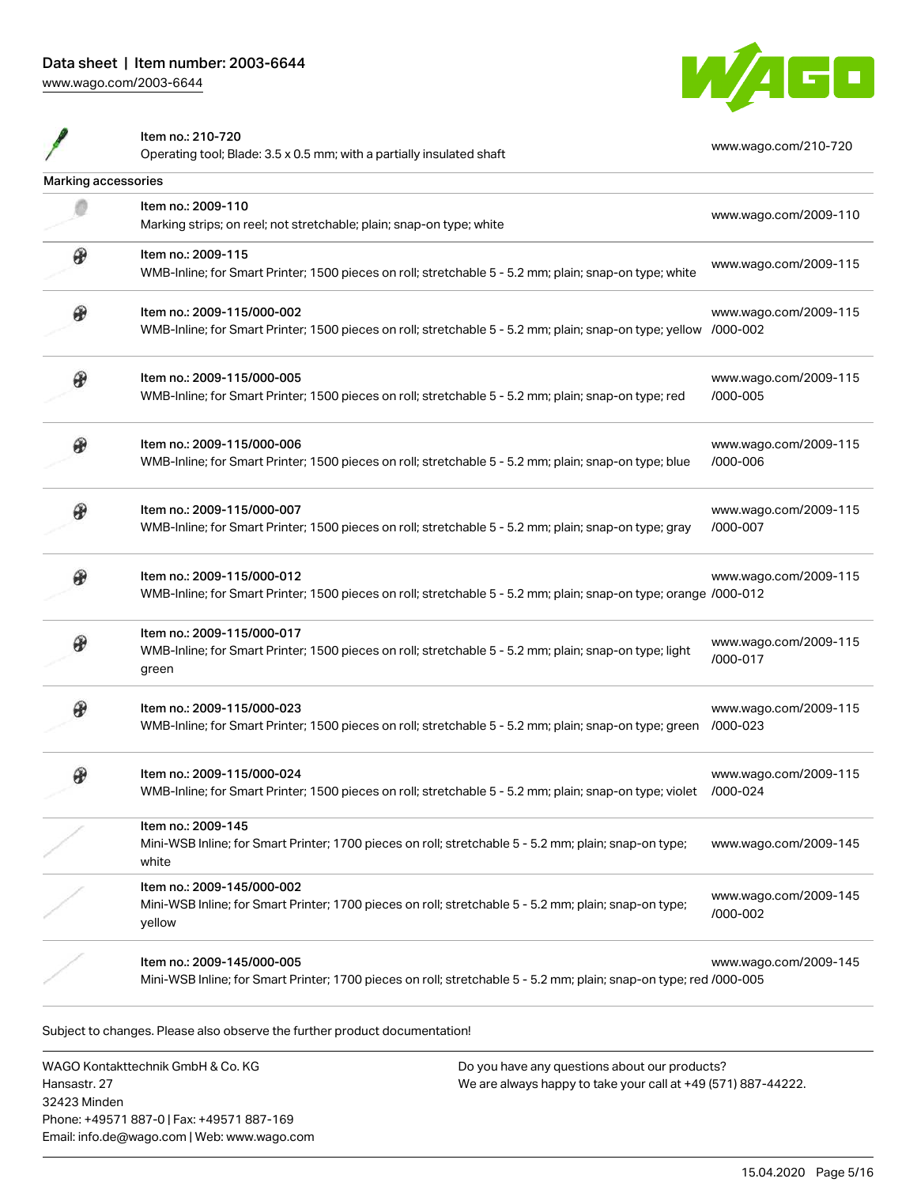| | | |
|---|---|---|
| | Item no.: 210-720<br>Operating tool; Blade: 3.5 x 0.5 mm; with a partially insulated shaft | www.wago.com/210-720 |

Marking accessories

| | | |
|---|---|---|
| | Item no.: 2009-110<br>Marking strips; on reel; not stretchable; plain; snap-on type; white | www.wago.com/2009-110 |
| | Item no.: 2009-115<br>WMB-Inline; for Smart Printer; 1500 pieces on roll; stretchable 5 - 5.2 mm; plain; snap-on type; white | www.wago.com/2009-115 |
| | Item no.: 2009-115/000-002<br>WMB-Inline; for Smart Printer; 1500 pieces on roll; stretchable 5 - 5.2 mm; plain; snap-on type; yellow | www.wago.com/2009-115/000-002 |
| | Item no.: 2009-115/000-005<br>WMB-Inline; for Smart Printer; 1500 pieces on roll; stretchable 5 - 5.2 mm; plain; snap-on type; red | www.wago.com/2009-115/000-005 |
| | Item no.: 2009-115/000-006<br>WMB-Inline; for Smart Printer; 1500 pieces on roll; stretchable 5 - 5.2 mm; plain; snap-on type; blue | www.wago.com/2009-115/000-006 |
| | Item no.: 2009-115/000-007<br>WMB-Inline; for Smart Printer; 1500 pieces on roll; stretchable 5 - 5.2 mm; plain; snap-on type; gray | www.wago.com/2009-115/000-007 |
| | Item no.: 2009-115/000-012<br>WMB-Inline; for Smart Printer; 1500 pieces on roll; stretchable 5 - 5.2 mm; plain; snap-on type; orange | www.wago.com/2009-115/000-012 |
| | Item no.: 2009-115/000-017<br>WMB-Inline; for Smart Printer; 1500 pieces on roll; stretchable 5 - 5.2 mm; plain; snap-on type; light green | www.wago.com/2009-115/000-017 |
| | Item no.: 2009-115/000-023<br>WMB-Inline; for Smart Printer; 1500 pieces on roll; stretchable 5 - 5.2 mm; plain; snap-on type; green | www.wago.com/2009-115/000-023 |
| | Item no.: 2009-115/000-024<br>WMB-Inline; for Smart Printer; 1500 pieces on roll; stretchable 5 - 5.2 mm; plain; snap-on type; violet | www.wago.com/2009-115/000-024 |
| | Item no.: 2009-145<br>Mini-WSB Inline; for Smart Printer; 1700 pieces on roll; stretchable 5 - 5.2 mm; plain; snap-on type; white | www.wago.com/2009-145 |
| | Item no.: 2009-145/000-002<br>Mini-WSB Inline; for Smart Printer; 1700 pieces on roll; stretchable 5 - 5.2 mm; plain; snap-on type; yellow | www.wago.com/2009-145/000-002 |
| | Item no.: 2009-145/000-005<br>Mini-WSB Inline; for Smart Printer; 1700 pieces on roll; stretchable 5 - 5.2 mm; plain; snap-on type; red | www.wago.com/2009-145/000-005 |

Subject to changes. Please also observe the further product documentation!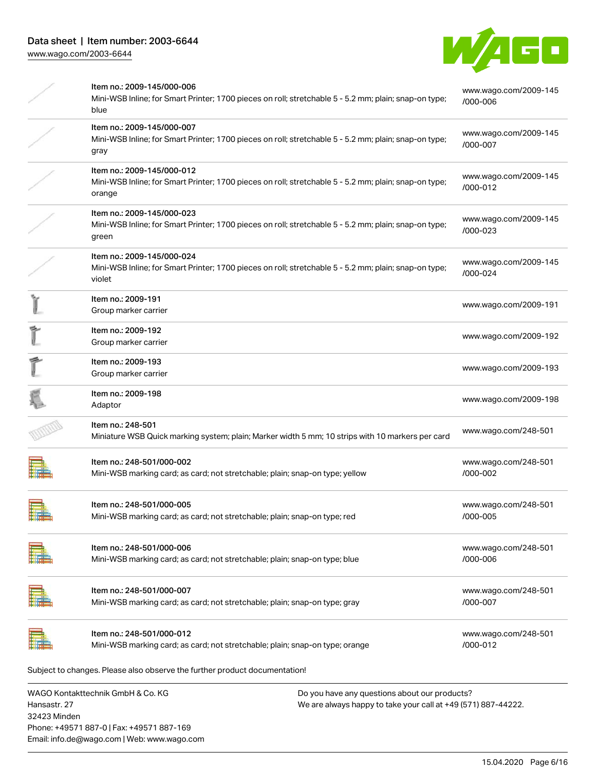| Item | Description | Link |
| --- | --- | --- |
| Item no.: 2009-145/000-006 | Mini-WSB Inline; for Smart Printer; 1700 pieces on roll; stretchable 5 - 5.2 mm; plain; snap-on type; blue | www.wago.com/2009-145/000-006 |
| Item no.: 2009-145/000-007 | Mini-WSB Inline; for Smart Printer; 1700 pieces on roll; stretchable 5 - 5.2 mm; plain; snap-on type; gray | www.wago.com/2009-145/000-007 |
| Item no.: 2009-145/000-012 | Mini-WSB Inline; for Smart Printer; 1700 pieces on roll; stretchable 5 - 5.2 mm; plain; snap-on type; orange | www.wago.com/2009-145/000-012 |
| Item no.: 2009-145/000-023 | Mini-WSB Inline; for Smart Printer; 1700 pieces on roll; stretchable 5 - 5.2 mm; plain; snap-on type; green | www.wago.com/2009-145/000-023 |
| Item no.: 2009-145/000-024 | Mini-WSB Inline; for Smart Printer; 1700 pieces on roll; stretchable 5 - 5.2 mm; plain; snap-on type; violet | www.wago.com/2009-145/000-024 |
| Item no.: 2009-191 | Group marker carrier | www.wago.com/2009-191 |
| Item no.: 2009-192 | Group marker carrier | www.wago.com/2009-192 |
| Item no.: 2009-193 | Group marker carrier | www.wago.com/2009-193 |
| Item no.: 2009-198 | Adaptor | www.wago.com/2009-198 |
| Item no.: 248-501 | Miniature WSB Quick marking system; plain; Marker width 5 mm; 10 strips with 10 markers per card | www.wago.com/248-501 |
| Item no.: 248-501/000-002 | Mini-WSB marking card; as card; not stretchable; plain; snap-on type; yellow | www.wago.com/248-501/000-002 |
| Item no.: 248-501/000-005 | Mini-WSB marking card; as card; not stretchable; plain; snap-on type; red | www.wago.com/248-501/000-005 |
| Item no.: 248-501/000-006 | Mini-WSB marking card; as card; not stretchable; plain; snap-on type; blue | www.wago.com/248-501/000-006 |
| Item no.: 248-501/000-007 | Mini-WSB marking card; as card; not stretchable; plain; snap-on type; gray | www.wago.com/248-501/000-007 |
| Item no.: 248-501/000-012 | Mini-WSB marking card; as card; not stretchable; plain; snap-on type; orange | www.wago.com/248-501/000-012 |

Subject to changes. Please also observe the further product documentation!

WAGO Kontakttechnik GmbH & Co. KG
Hansastr. 27
32423 Minden
Phone: +49571 887-0 | Fax: +49571 887-169
Email: info.de@wago.com | Web: www.wago.com

Do you have any questions about our products?
We are always happy to take your call at +49 (571) 887-44222.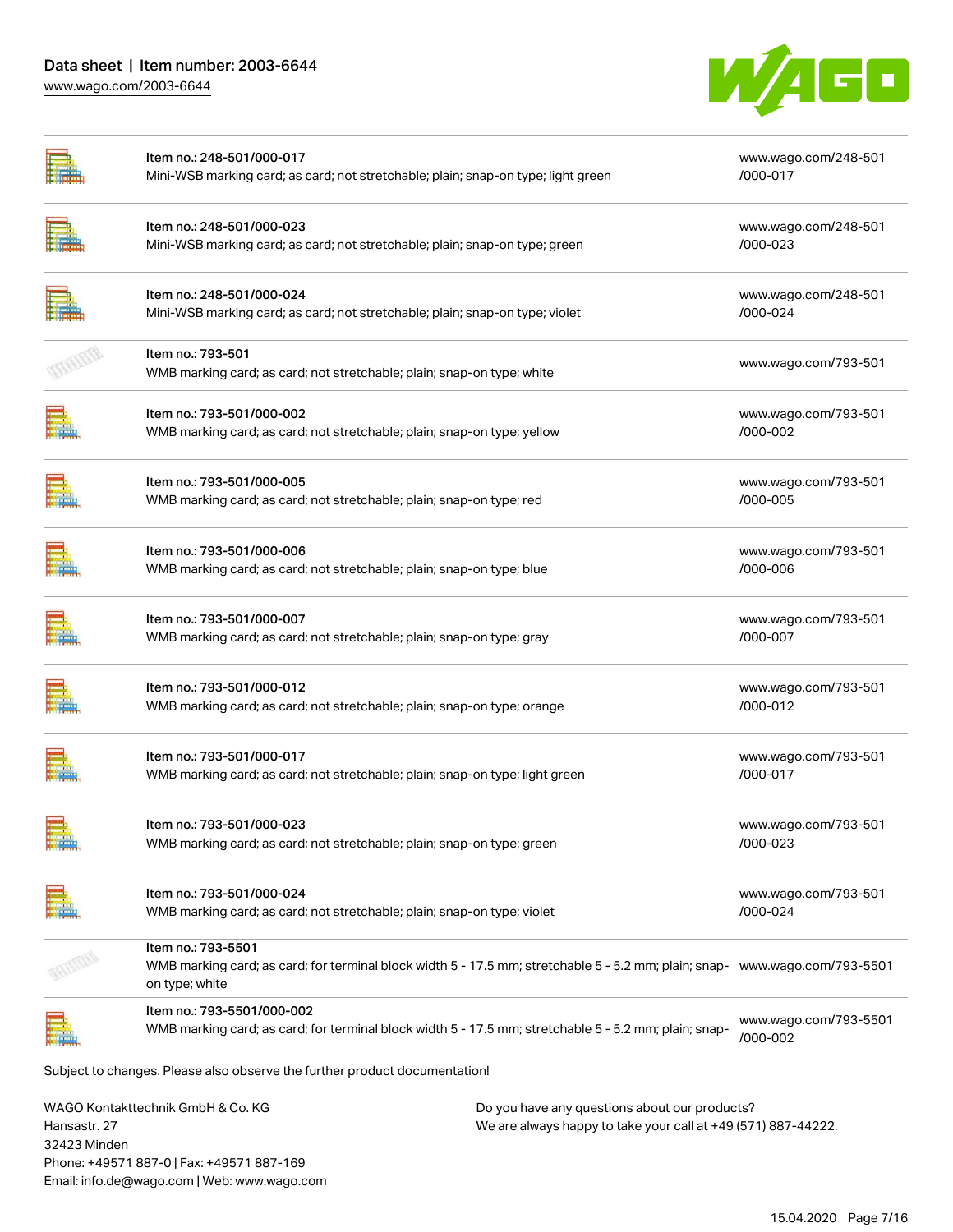| Item | URL |
| --- | --- |
| Item no.: 248-501/000-017<br>Mini-WSB marking card; as card; not stretchable; plain; snap-on type; light green | www.wago.com/248-501/000-017 |
| Item no.: 248-501/000-023<br>Mini-WSB marking card; as card; not stretchable; plain; snap-on type; green | www.wago.com/248-501/000-023 |
| Item no.: 248-501/000-024<br>Mini-WSB marking card; as card; not stretchable; plain; snap-on type; violet | www.wago.com/248-501/000-024 |
| Item no.: 793-501<br>WMB marking card; as card; not stretchable; plain; snap-on type; white | www.wago.com/793-501 |
| Item no.: 793-501/000-002<br>WMB marking card; as card; not stretchable; plain; snap-on type; yellow | www.wago.com/793-501/000-002 |
| Item no.: 793-501/000-005<br>WMB marking card; as card; not stretchable; plain; snap-on type; red | www.wago.com/793-501/000-005 |
| Item no.: 793-501/000-006<br>WMB marking card; as card; not stretchable; plain; snap-on type; blue | www.wago.com/793-501/000-006 |
| Item no.: 793-501/000-007<br>WMB marking card; as card; not stretchable; plain; snap-on type; gray | www.wago.com/793-501/000-007 |
| Item no.: 793-501/000-012<br>WMB marking card; as card; not stretchable; plain; snap-on type; orange | www.wago.com/793-501/000-012 |
| Item no.: 793-501/000-017<br>WMB marking card; as card; not stretchable; plain; snap-on type; light green | www.wago.com/793-501/000-017 |
| Item no.: 793-501/000-023<br>WMB marking card; as card; not stretchable; plain; snap-on type; green | www.wago.com/793-501/000-023 |
| Item no.: 793-501/000-024<br>WMB marking card; as card; not stretchable; plain; snap-on type; violet | www.wago.com/793-501/000-024 |
| Item no.: 793-5501<br>WMB marking card; as card; for terminal block width 5 - 17.5 mm; stretchable 5 - 5.2 mm; plain; snap-on type; white | www.wago.com/793-5501 |
| Item no.: 793-5501/000-002<br>WMB marking card; as card; for terminal block width 5 - 17.5 mm; stretchable 5 - 5.2 mm; plain; snap- | www.wago.com/793-5501/000-002 |

Subject to changes. Please also observe the further product documentation!

WAGO Kontakttechnik GmbH & Co. KG
Hansastr. 27
32423 Minden
Phone: +49571 887-0 | Fax: +49571 887-169
Email: info.de@wago.com | Web: www.wago.com

Do you have any questions about our products?
We are always happy to take your call at +49 (571) 887-44222.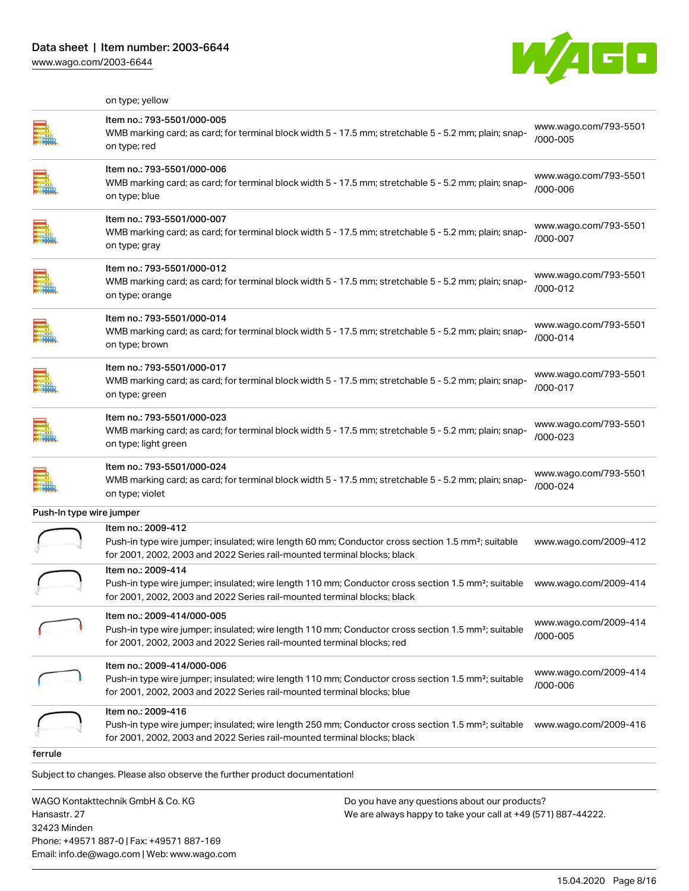on type; yellow

| | | |
|---|---|---|
| | Item no.: 793-5501/000-005<br>WMB marking card; as card; for terminal block width 5 - 17.5 mm; stretchable 5 - 5.2 mm; plain; snap-on type; red | www.wago.com/793-5501/000-005 |
| | Item no.: 793-5501/000-006<br>WMB marking card; as card; for terminal block width 5 - 17.5 mm; stretchable 5 - 5.2 mm; plain; snap-on type; blue | www.wago.com/793-5501/000-006 |
| | Item no.: 793-5501/000-007<br>WMB marking card; as card; for terminal block width 5 - 17.5 mm; stretchable 5 - 5.2 mm; plain; snap-on type; gray | www.wago.com/793-5501/000-007 |
| | Item no.: 793-5501/000-012<br>WMB marking card; as card; for terminal block width 5 - 17.5 mm; stretchable 5 - 5.2 mm; plain; snap-on type; orange | www.wago.com/793-5501/000-012 |
| | Item no.: 793-5501/000-014<br>WMB marking card; as card; for terminal block width 5 - 17.5 mm; stretchable 5 - 5.2 mm; plain; snap-on type; brown | www.wago.com/793-5501/000-014 |
| | Item no.: 793-5501/000-017<br>WMB marking card; as card; for terminal block width 5 - 17.5 mm; stretchable 5 - 5.2 mm; plain; snap-on type; green | www.wago.com/793-5501/000-017 |
| | Item no.: 793-5501/000-023<br>WMB marking card; as card; for terminal block width 5 - 17.5 mm; stretchable 5 - 5.2 mm; plain; snap-on type; light green | www.wago.com/793-5501/000-023 |
| | Item no.: 793-5501/000-024<br>WMB marking card; as card; for terminal block width 5 - 17.5 mm; stretchable 5 - 5.2 mm; plain; snap-on type; violet | www.wago.com/793-5501/000-024 |

Push-In type wire jumper

| | | |
|---|---|---|
| | Item no.: 2009-412<br>Push-in type wire jumper; insulated; wire length 60 mm; Conductor cross section 1.5 mm²; suitable for 2001, 2002, 2003 and 2022 Series rail-mounted terminal blocks; black | www.wago.com/2009-412 |
| | Item no.: 2009-414<br>Push-in type wire jumper; insulated; wire length 110 mm; Conductor cross section 1.5 mm²; suitable for 2001, 2002, 2003 and 2022 Series rail-mounted terminal blocks; black | www.wago.com/2009-414 |
| | Item no.: 2009-414/000-005<br>Push-in type wire jumper; insulated; wire length 110 mm; Conductor cross section 1.5 mm²; suitable for 2001, 2002, 2003 and 2022 Series rail-mounted terminal blocks; red | www.wago.com/2009-414/000-005 |
| | Item no.: 2009-414/000-006<br>Push-in type wire jumper; insulated; wire length 110 mm; Conductor cross section 1.5 mm²; suitable for 2001, 2002, 2003 and 2022 Series rail-mounted terminal blocks; blue | www.wago.com/2009-414/000-006 |
| | Item no.: 2009-416<br>Push-in type wire jumper; insulated; wire length 250 mm; Conductor cross section 1.5 mm²; suitable for 2001, 2002, 2003 and 2022 Series rail-mounted terminal blocks; black | www.wago.com/2009-416 |

ferrule

Subject to changes. Please also observe the further product documentation!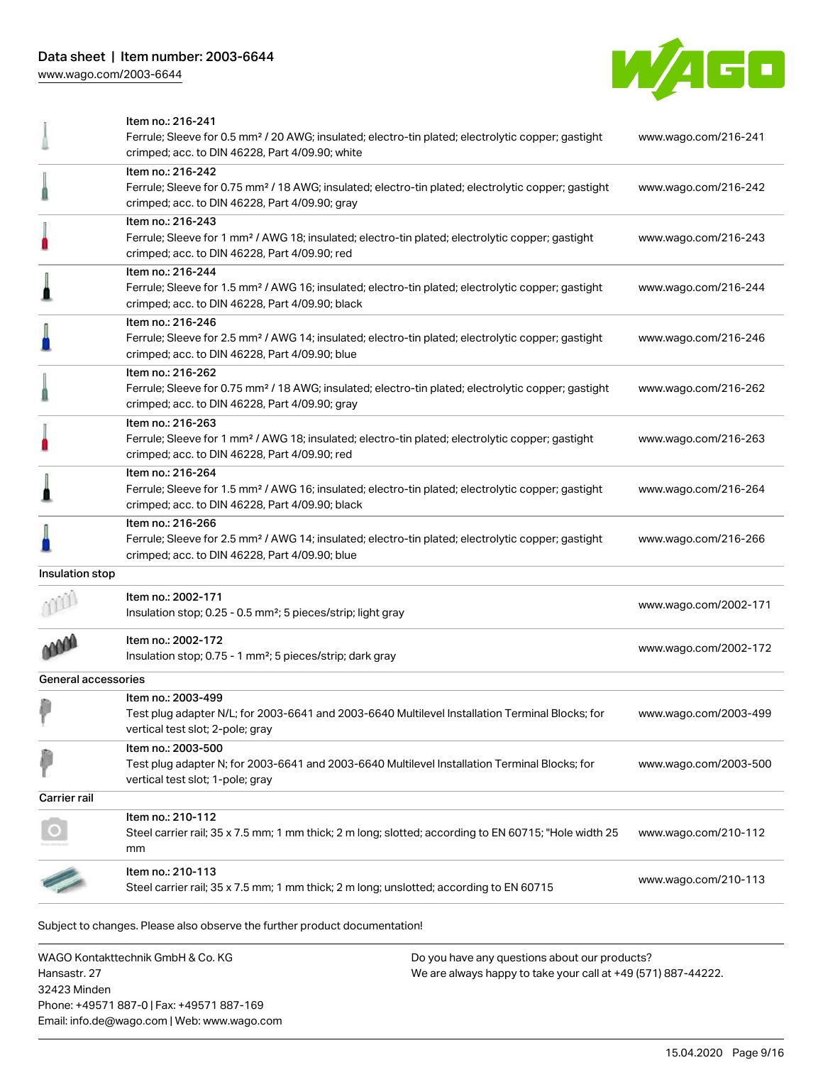| Item | Description | Link |
|---|---|---|
| Item no.: 216-241 | Ferrule; Sleeve for 0.5 mm² / 20 AWG; insulated; electro-tin plated; electrolytic copper; gastight crimped; acc. to DIN 46228, Part 4/09.90; white | www.wago.com/216-241 |
| Item no.: 216-242 | Ferrule; Sleeve for 0.75 mm² / 18 AWG; insulated; electro-tin plated; electrolytic copper; gastight crimped; acc. to DIN 46228, Part 4/09.90; gray | www.wago.com/216-242 |
| Item no.: 216-243 | Ferrule; Sleeve for 1 mm² / AWG 18; insulated; electro-tin plated; electrolytic copper; gastight crimped; acc. to DIN 46228, Part 4/09.90; red | www.wago.com/216-243 |
| Item no.: 216-244 | Ferrule; Sleeve for 1.5 mm² / AWG 16; insulated; electro-tin plated; electrolytic copper; gastight crimped; acc. to DIN 46228, Part 4/09.90; black | www.wago.com/216-244 |
| Item no.: 216-246 | Ferrule; Sleeve for 2.5 mm² / AWG 14; insulated; electro-tin plated; electrolytic copper; gastight crimped; acc. to DIN 46228, Part 4/09.90; blue | www.wago.com/216-246 |
| Item no.: 216-262 | Ferrule; Sleeve for 0.75 mm² / 18 AWG; insulated; electro-tin plated; electrolytic copper; gastight crimped; acc. to DIN 46228, Part 4/09.90; gray | www.wago.com/216-262 |
| Item no.: 216-263 | Ferrule; Sleeve for 1 mm² / AWG 18; insulated; electro-tin plated; electrolytic copper; gastight crimped; acc. to DIN 46228, Part 4/09.90; red | www.wago.com/216-263 |
| Item no.: 216-264 | Ferrule; Sleeve for 1.5 mm² / AWG 16; insulated; electro-tin plated; electrolytic copper; gastight crimped; acc. to DIN 46228, Part 4/09.90; black | www.wago.com/216-264 |
| Item no.: 216-266 | Ferrule; Sleeve for 2.5 mm² / AWG 14; insulated; electro-tin plated; electrolytic copper; gastight crimped; acc. to DIN 46228, Part 4/09.90; blue | www.wago.com/216-266 |

## Insulation stop

| Item | Description | Link |
|---|---|---|
| Item no.: 2002-171 | Insulation stop; 0.25 - 0.5 mm²; 5 pieces/strip; light gray | www.wago.com/2002-171 |
| Item no.: 2002-172 | Insulation stop; 0.75 - 1 mm²; 5 pieces/strip; dark gray | www.wago.com/2002-172 |

## General accessories

| Item | Description | Link |
|---|---|---|
| Item no.: 2003-499 | Test plug adapter N/L; for 2003-6641 and 2003-6640 Multilevel Installation Terminal Blocks; for vertical test slot; 2-pole; gray | www.wago.com/2003-499 |
| Item no.: 2003-500 | Test plug adapter N; for 2003-6641 and 2003-6640 Multilevel Installation Terminal Blocks; for vertical test slot; 1-pole; gray | www.wago.com/2003-500 |

## Carrier rail

| Item | Description | Link |
|---|---|---|
| Item no.: 210-112 | Steel carrier rail; 35 x 7.5 mm; 1 mm thick; 2 m long; slotted; according to EN 60715; "Hole width 25 mm | www.wago.com/210-112 |
| Item no.: 210-113 | Steel carrier rail; 35 x 7.5 mm; 1 mm thick; 2 m long; unslotted; according to EN 60715 | www.wago.com/210-113 |

Subject to changes. Please also observe the further product documentation!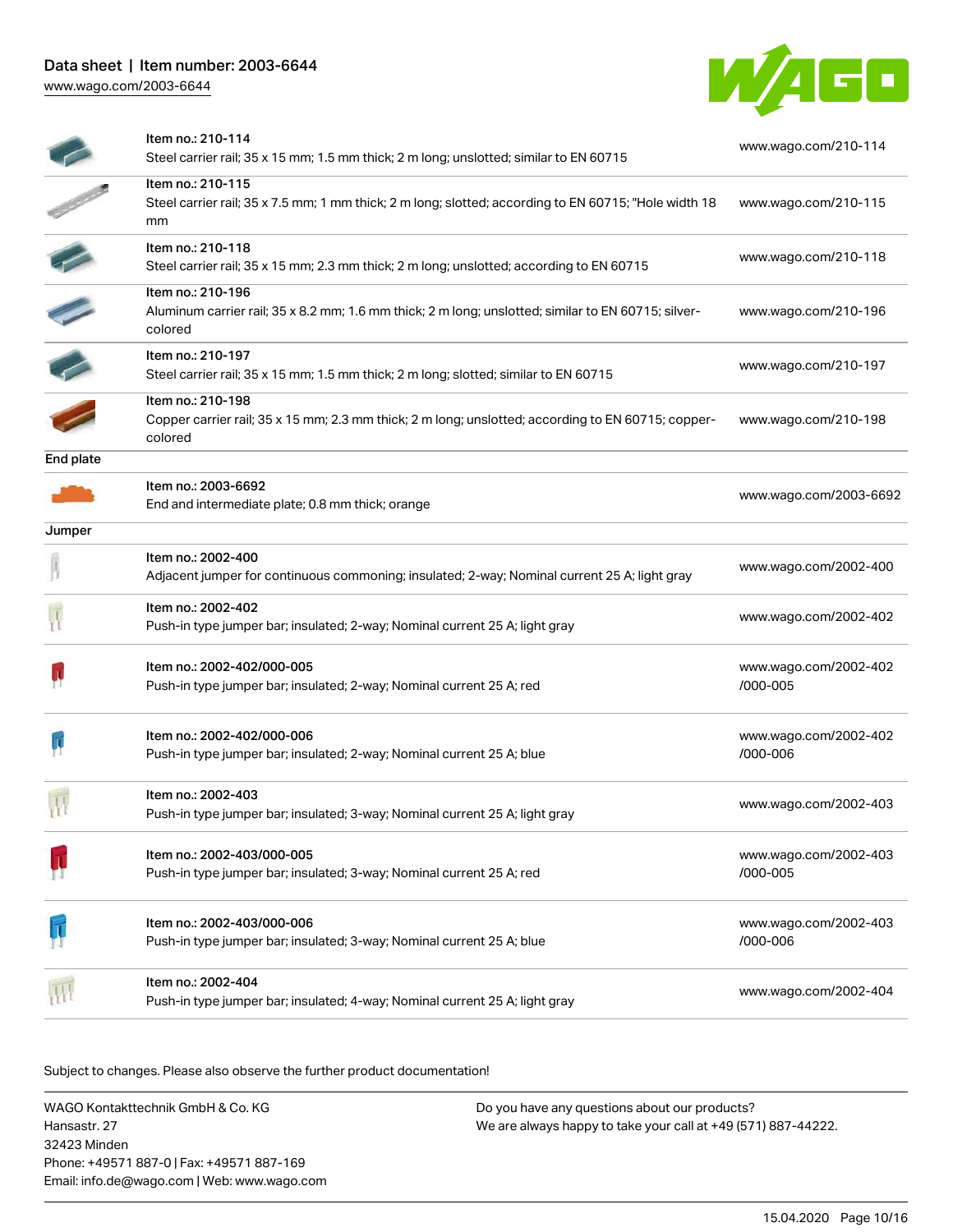| | | |
|---|---|---|
| | Item no.: 210-114<br>Steel carrier rail; 35 x 15 mm; 1.5 mm thick; 2 m long; unslotted; similar to EN 60715 | www.wago.com/210-114 |
| | Item no.: 210-115<br>Steel carrier rail; 35 x 7.5 mm; 1 mm thick; 2 m long; slotted; according to EN 60715; "Hole width 18 mm | www.wago.com/210-115 |
| | Item no.: 210-118<br>Steel carrier rail; 35 x 15 mm; 2.3 mm thick; 2 m long; unslotted; according to EN 60715 | www.wago.com/210-118 |
| | Item no.: 210-196<br>Aluminum carrier rail; 35 x 8.2 mm; 1.6 mm thick; 2 m long; unslotted; similar to EN 60715; silver-colored | www.wago.com/210-196 |
| | Item no.: 210-197<br>Steel carrier rail; 35 x 15 mm; 1.5 mm thick; 2 m long; slotted; similar to EN 60715 | www.wago.com/210-197 |
| | Item no.: 210-198<br>Copper carrier rail; 35 x 15 mm; 2.3 mm thick; 2 m long; unslotted; according to EN 60715; copper-colored | www.wago.com/210-198 |
| **End plate** | | |
| | Item no.: 2003-6692<br>End and intermediate plate; 0.8 mm thick; orange | www.wago.com/2003-6692 |
| **Jumper** | | |
| | Item no.: 2002-400<br>Adjacent jumper for continuous commoning; insulated; 2-way; Nominal current 25 A; light gray | www.wago.com/2002-400 |
| | Item no.: 2002-402<br>Push-in type jumper bar; insulated; 2-way; Nominal current 25 A; light gray | www.wago.com/2002-402 |
| | Item no.: 2002-402/000-005<br>Push-in type jumper bar; insulated; 2-way; Nominal current 25 A; red | www.wago.com/2002-402/000-005 |
| | Item no.: 2002-402/000-006<br>Push-in type jumper bar; insulated; 2-way; Nominal current 25 A; blue | www.wago.com/2002-402/000-006 |
| | Item no.: 2002-403<br>Push-in type jumper bar; insulated; 3-way; Nominal current 25 A; light gray | www.wago.com/2002-403 |
| | Item no.: 2002-403/000-005<br>Push-in type jumper bar; insulated; 3-way; Nominal current 25 A; red | www.wago.com/2002-403/000-005 |
| | Item no.: 2002-403/000-006<br>Push-in type jumper bar; insulated; 3-way; Nominal current 25 A; blue | www.wago.com/2002-403/000-006 |
| | Item no.: 2002-404<br>Push-in type jumper bar; insulated; 4-way; Nominal current 25 A; light gray | www.wago.com/2002-404 |

Subject to changes. Please also observe the further product documentation!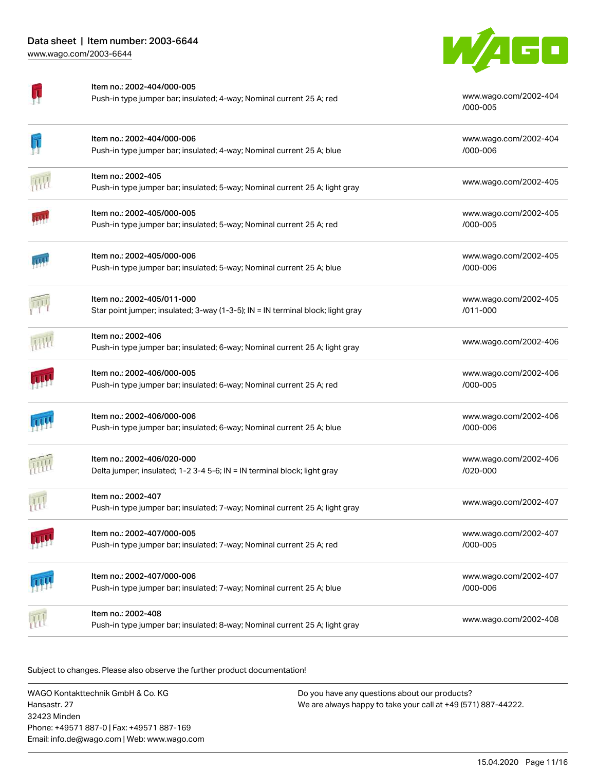| Item no. | Description | URL |
| --- | --- | --- |
| Item no.: 2002-404/000-005 | Push-in type jumper bar; insulated; 4-way; Nominal current 25 A; red | www.wago.com/2002-404/000-005 |
| Item no.: 2002-404/000-006 | Push-in type jumper bar; insulated; 4-way; Nominal current 25 A; blue | www.wago.com/2002-404/000-006 |
| Item no.: 2002-405 | Push-in type jumper bar; insulated; 5-way; Nominal current 25 A; light gray | www.wago.com/2002-405 |
| Item no.: 2002-405/000-005 | Push-in type jumper bar; insulated; 5-way; Nominal current 25 A; red | www.wago.com/2002-405/000-005 |
| Item no.: 2002-405/000-006 | Push-in type jumper bar; insulated; 5-way; Nominal current 25 A; blue | www.wago.com/2002-405/000-006 |
| Item no.: 2002-405/011-000 | Star point jumper; insulated; 3-way (1-3-5); IN = IN terminal block; light gray | www.wago.com/2002-405/011-000 |
| Item no.: 2002-406 | Push-in type jumper bar; insulated; 6-way; Nominal current 25 A; light gray | www.wago.com/2002-406 |
| Item no.: 2002-406/000-005 | Push-in type jumper bar; insulated; 6-way; Nominal current 25 A; red | www.wago.com/2002-406/000-005 |
| Item no.: 2002-406/000-006 | Push-in type jumper bar; insulated; 6-way; Nominal current 25 A; blue | www.wago.com/2002-406/000-006 |
| Item no.: 2002-406/020-000 | Delta jumper; insulated; 1-2 3-4 5-6; IN = IN terminal block; light gray | www.wago.com/2002-406/020-000 |
| Item no.: 2002-407 | Push-in type jumper bar; insulated; 7-way; Nominal current 25 A; light gray | www.wago.com/2002-407 |
| Item no.: 2002-407/000-005 | Push-in type jumper bar; insulated; 7-way; Nominal current 25 A; red | www.wago.com/2002-407/000-005 |
| Item no.: 2002-407/000-006 | Push-in type jumper bar; insulated; 7-way; Nominal current 25 A; blue | www.wago.com/2002-407/000-006 |
| Item no.: 2002-408 | Push-in type jumper bar; insulated; 8-way; Nominal current 25 A; light gray | www.wago.com/2002-408 |

Subject to changes. Please also observe the further product documentation!

WAGO Kontakttechnik GmbH & Co. KG
Hansastr. 27
32423 Minden
Phone: +49571 887-0 | Fax: +49571 887-169
Email: info.de@wago.com | Web: www.wago.com

Do you have any questions about our products?
We are always happy to take your call at +49 (571) 887-44222.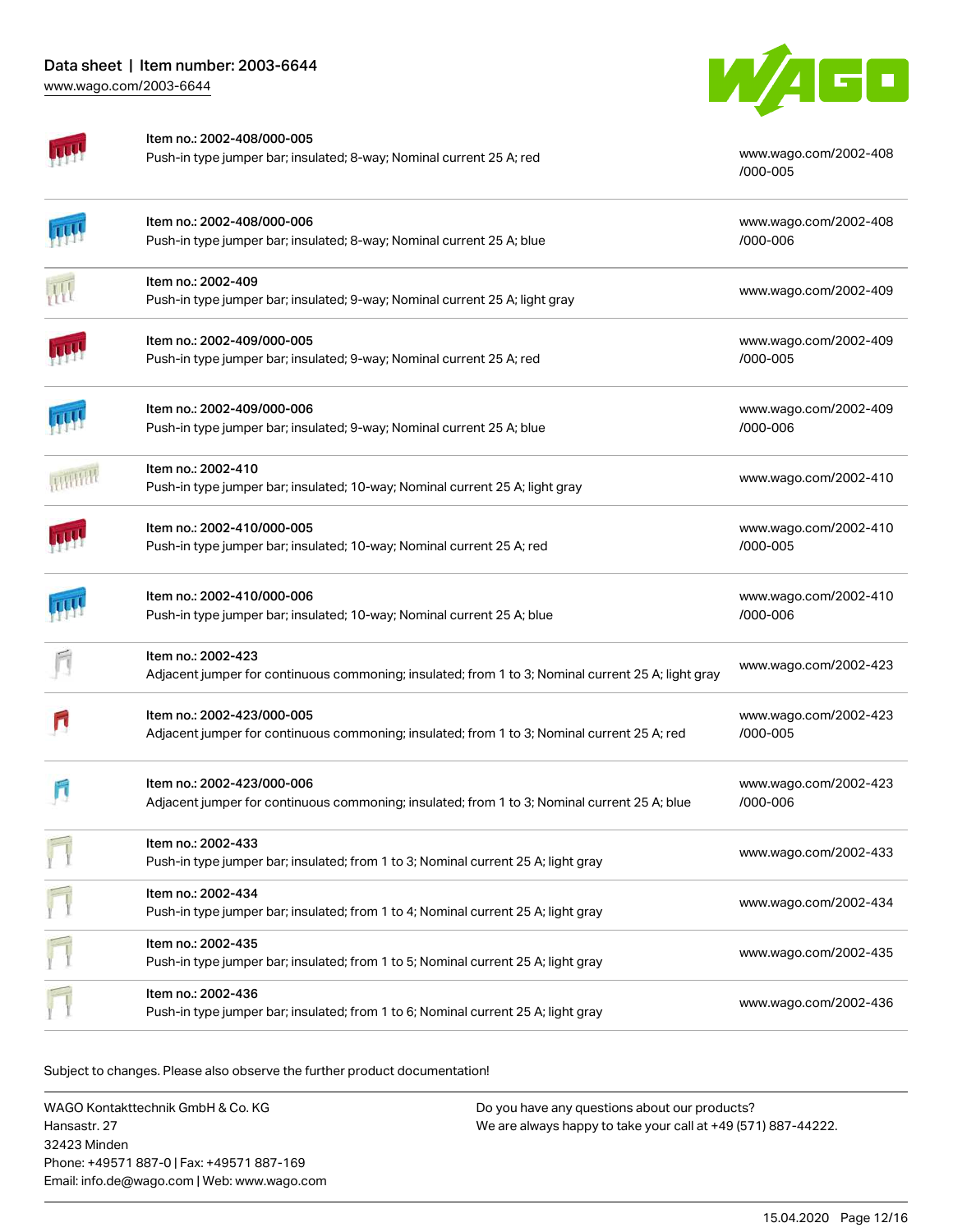| Item | Description | Link |
| --- | --- | --- |
| Item no.: 2002-408/000-005 | Push-in type jumper bar; insulated; 8-way; Nominal current 25 A; red | www.wago.com/2002-408/000-005 |
| Item no.: 2002-408/000-006 | Push-in type jumper bar; insulated; 8-way; Nominal current 25 A; blue | www.wago.com/2002-408/000-006 |
| Item no.: 2002-409 | Push-in type jumper bar; insulated; 9-way; Nominal current 25 A; light gray | www.wago.com/2002-409 |
| Item no.: 2002-409/000-005 | Push-in type jumper bar; insulated; 9-way; Nominal current 25 A; red | www.wago.com/2002-409/000-005 |
| Item no.: 2002-409/000-006 | Push-in type jumper bar; insulated; 9-way; Nominal current 25 A; blue | www.wago.com/2002-409/000-006 |
| Item no.: 2002-410 | Push-in type jumper bar; insulated; 10-way; Nominal current 25 A; light gray | www.wago.com/2002-410 |
| Item no.: 2002-410/000-005 | Push-in type jumper bar; insulated; 10-way; Nominal current 25 A; red | www.wago.com/2002-410/000-005 |
| Item no.: 2002-410/000-006 | Push-in type jumper bar; insulated; 10-way; Nominal current 25 A; blue | www.wago.com/2002-410/000-006 |
| Item no.: 2002-423 | Adjacent jumper for continuous commoning; insulated; from 1 to 3; Nominal current 25 A; light gray | www.wago.com/2002-423 |
| Item no.: 2002-423/000-005 | Adjacent jumper for continuous commoning; insulated; from 1 to 3; Nominal current 25 A; red | www.wago.com/2002-423/000-005 |
| Item no.: 2002-423/000-006 | Adjacent jumper for continuous commoning; insulated; from 1 to 3; Nominal current 25 A; blue | www.wago.com/2002-423/000-006 |
| Item no.: 2002-433 | Push-in type jumper bar; insulated; from 1 to 3; Nominal current 25 A; light gray | www.wago.com/2002-433 |
| Item no.: 2002-434 | Push-in type jumper bar; insulated; from 1 to 4; Nominal current 25 A; light gray | www.wago.com/2002-434 |
| Item no.: 2002-435 | Push-in type jumper bar; insulated; from 1 to 5; Nominal current 25 A; light gray | www.wago.com/2002-435 |
| Item no.: 2002-436 | Push-in type jumper bar; insulated; from 1 to 6; Nominal current 25 A; light gray | www.wago.com/2002-436 |

Subject to changes. Please also observe the further product documentation!

WAGO Kontakttechnik GmbH & Co. KG
Hansastr. 27
32423 Minden
Phone: +49571 887-0 | Fax: +49571 887-169
Email: info.de@wago.com | Web: www.wago.com

Do you have any questions about our products?
We are always happy to take your call at +49 (571) 887-44222.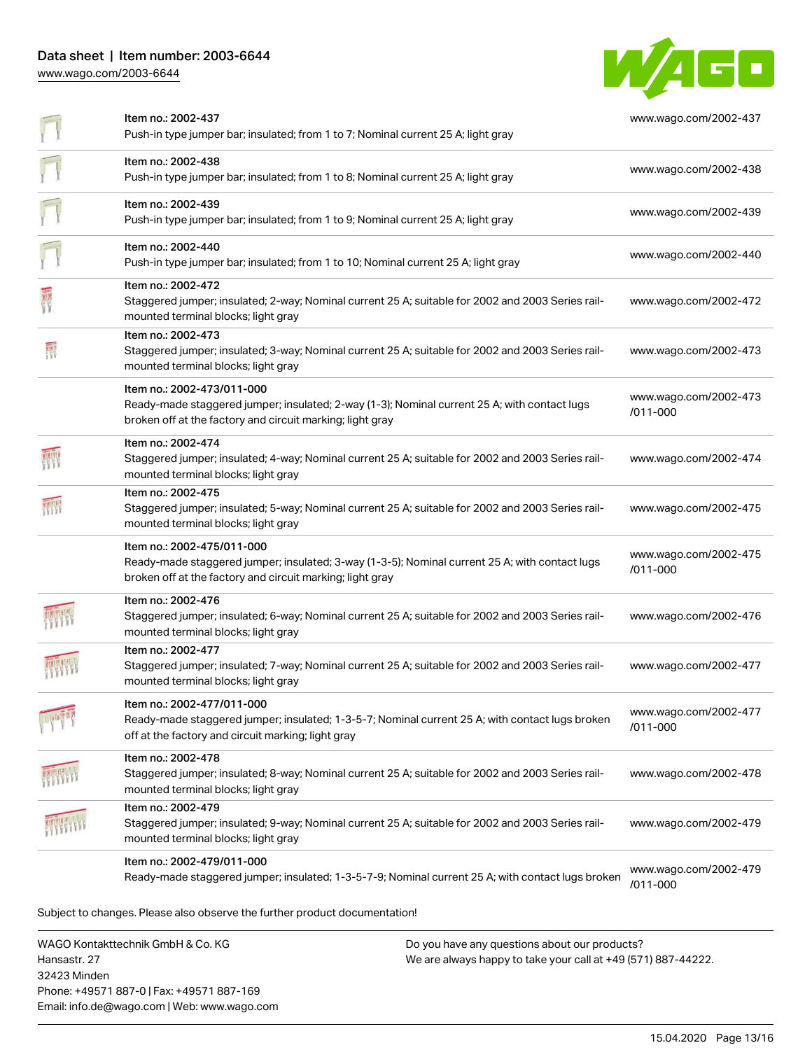| Item | Description | Link |
|---|---|---|
| Item no.: 2002-437 | Push-in type jumper bar; insulated; from 1 to 7; Nominal current 25 A; light gray | www.wago.com/2002-437 |
| Item no.: 2002-438 | Push-in type jumper bar; insulated; from 1 to 8; Nominal current 25 A; light gray | www.wago.com/2002-438 |
| Item no.: 2002-439 | Push-in type jumper bar; insulated; from 1 to 9; Nominal current 25 A; light gray | www.wago.com/2002-439 |
| Item no.: 2002-440 | Push-in type jumper bar; insulated; from 1 to 10; Nominal current 25 A; light gray | www.wago.com/2002-440 |
| Item no.: 2002-472 | Staggered jumper; insulated; 2-way; Nominal current 25 A; suitable for 2002 and 2003 Series rail-mounted terminal blocks; light gray | www.wago.com/2002-472 |
| Item no.: 2002-473 | Staggered jumper; insulated; 3-way; Nominal current 25 A; suitable for 2002 and 2003 Series rail-mounted terminal blocks; light gray | www.wago.com/2002-473 |
| Item no.: 2002-473/011-000 | Ready-made staggered jumper; insulated; 2-way (1-3); Nominal current 25 A; with contact lugs broken off at the factory and circuit marking; light gray | www.wago.com/2002-473/011-000 |
| Item no.: 2002-474 | Staggered jumper; insulated; 4-way; Nominal current 25 A; suitable for 2002 and 2003 Series rail-mounted terminal blocks; light gray | www.wago.com/2002-474 |
| Item no.: 2002-475 | Staggered jumper; insulated; 5-way; Nominal current 25 A; suitable for 2002 and 2003 Series rail-mounted terminal blocks; light gray | www.wago.com/2002-475 |
| Item no.: 2002-475/011-000 | Ready-made staggered jumper; insulated; 3-way (1-3-5); Nominal current 25 A; with contact lugs broken off at the factory and circuit marking; light gray | www.wago.com/2002-475/011-000 |
| Item no.: 2002-476 | Staggered jumper; insulated; 6-way; Nominal current 25 A; suitable for 2002 and 2003 Series rail-mounted terminal blocks; light gray | www.wago.com/2002-476 |
| Item no.: 2002-477 | Staggered jumper; insulated; 7-way; Nominal current 25 A; suitable for 2002 and 2003 Series rail-mounted terminal blocks; light gray | www.wago.com/2002-477 |
| Item no.: 2002-477/011-000 | Ready-made staggered jumper; insulated; 1-3-5-7; Nominal current 25 A; with contact lugs broken off at the factory and circuit marking; light gray | www.wago.com/2002-477/011-000 |
| Item no.: 2002-478 | Staggered jumper; insulated; 8-way; Nominal current 25 A; suitable for 2002 and 2003 Series rail-mounted terminal blocks; light gray | www.wago.com/2002-478 |
| Item no.: 2002-479 | Staggered jumper; insulated; 9-way; Nominal current 25 A; suitable for 2002 and 2003 Series rail-mounted terminal blocks; light gray | www.wago.com/2002-479 |
| Item no.: 2002-479/011-000 | Ready-made staggered jumper; insulated; 1-3-5-7-9; Nominal current 25 A; with contact lugs broken | www.wago.com/2002-479/011-000 |

Subject to changes. Please also observe the further product documentation!

WAGO Kontakttechnik GmbH & Co. KG
Hansastr. 27
32423 Minden
Phone: +49571 887-0 | Fax: +49571 887-169
Email: info.de@wago.com | Web: www.wago.com

Do you have any questions about our products?
We are always happy to take your call at +49 (571) 887-44222.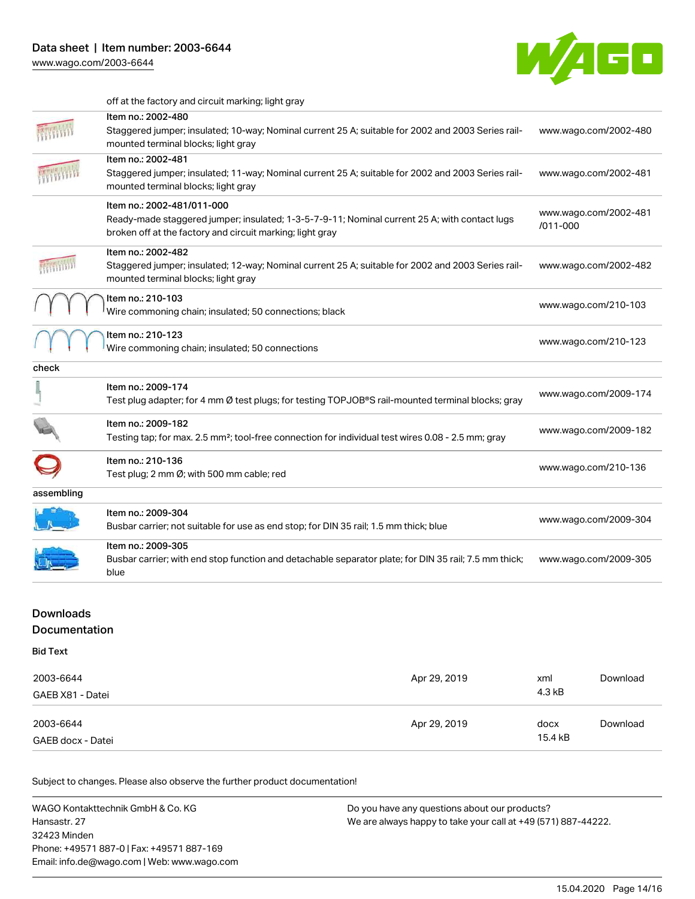| | | |
|---|---|---|
| | off at the factory and circuit marking; light gray | |
| | Item no.: 2002-480<br>Staggered jumper; insulated; 10-way; Nominal current 25 A; suitable for 2002 and 2003 Series rail-mounted terminal blocks; light gray | www.wago.com/2002-480 |
| | Item no.: 2002-481<br>Staggered jumper; insulated; 11-way; Nominal current 25 A; suitable for 2002 and 2003 Series rail-mounted terminal blocks; light gray | www.wago.com/2002-481 |
| | Item no.: 2002-481/011-000<br>Ready-made staggered jumper; insulated; 1-3-5-7-9-11; Nominal current 25 A; with contact lugs broken off at the factory and circuit marking; light gray | www.wago.com/2002-481/011-000 |
| | Item no.: 2002-482<br>Staggered jumper; insulated; 12-way; Nominal current 25 A; suitable for 2002 and 2003 Series rail-mounted terminal blocks; light gray | www.wago.com/2002-482 |
| | Item no.: 210-103<br>Wire commoning chain; insulated; 50 connections; black | www.wago.com/210-103 |
| | Item no.: 210-123<br>Wire commoning chain; insulated; 50 connections | www.wago.com/210-123 |
| check | | |
| | Item no.: 2009-174<br>Test plug adapter; for 4 mm Ø test plugs; for testing TOPJOB®S rail-mounted terminal blocks; gray | www.wago.com/2009-174 |
| | Item no.: 2009-182<br>Testing tap; for max. 2.5 mm²; tool-free connection for individual test wires 0.08 - 2.5 mm; gray | www.wago.com/2009-182 |
| | Item no.: 210-136<br>Test plug; 2 mm Ø; with 500 mm cable; red | www.wago.com/210-136 |
| assembling | | |
| | Item no.: 2009-304<br>Busbar carrier; not suitable for use as end stop; for DIN 35 rail; 1.5 mm thick; blue | www.wago.com/2009-304 |
| | Item no.: 2009-305<br>Busbar carrier; with end stop function and detachable separator plate; for DIN 35 rail; 7.5 mm thick; blue | www.wago.com/2009-305 |

## Downloads

## Documentation

**Bid Text**

| | | | |
|---|---|---|---|
| 2003-6644<br>GAEB X81 - Datei | Apr 29, 2019 | xml<br>4.3 kB | Download |
| 2003-6644<br>GAEB docx - Datei | Apr 29, 2019 | docx<br>15.4 kB | Download |

Subject to changes. Please also observe the further product documentation!

WAGO Kontakttechnik GmbH & Co. KG
Hansastr. 27
32423 Minden
Phone: +49571 887-0 | Fax: +49571 887-169
Email: info.de@wago.com | Web: www.wago.com

Do you have any questions about our products?
We are always happy to take your call at +49 (571) 887-44222.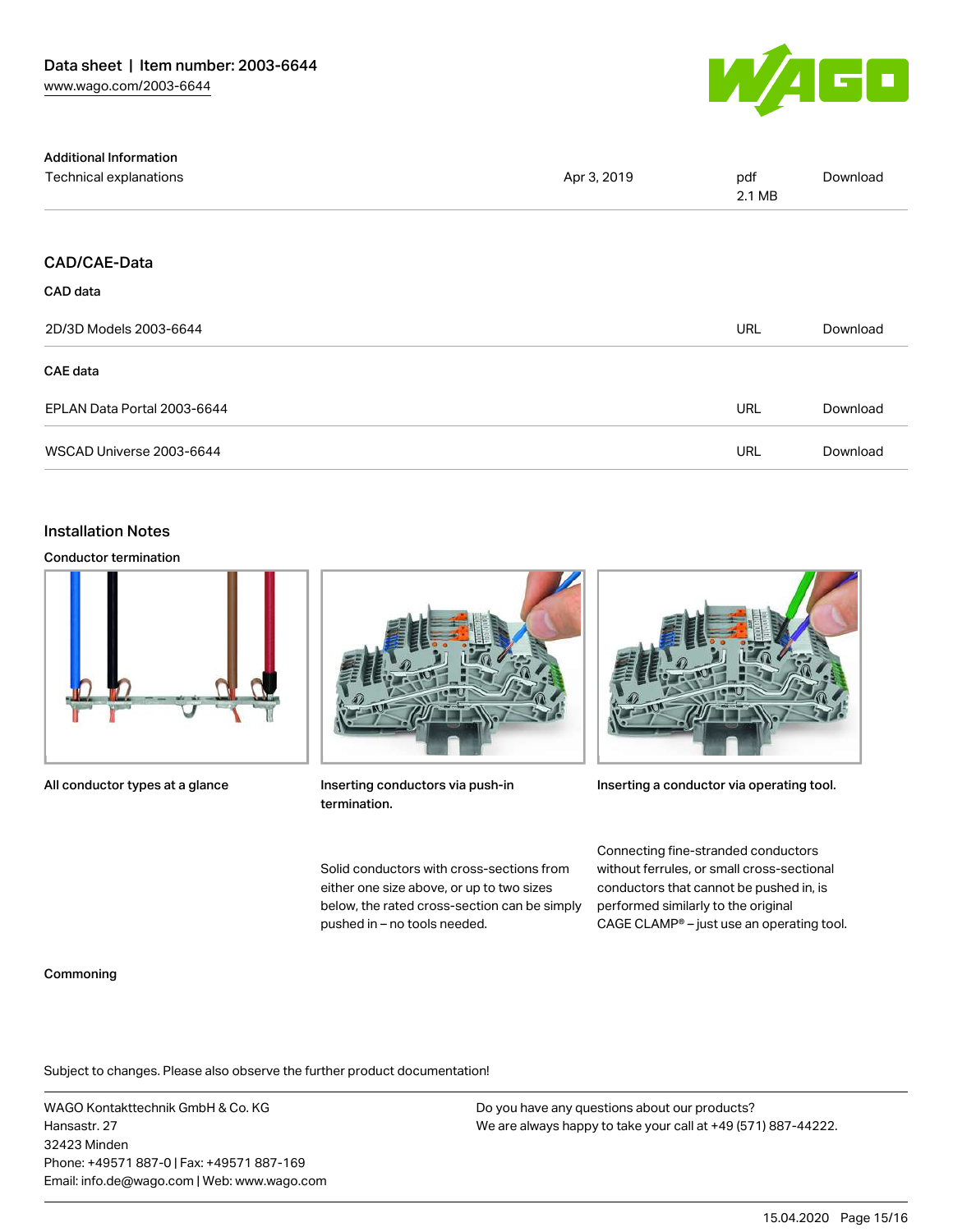## Additional Information

| | | | |
|---|---|---|---|
| Technical explanations | Apr 3, 2019 | pdf<br>2.1 MB | Download |

## CAD/CAE-Data

### CAD data

| | | |
|---|---|---|
| 2D/3D Models 2003-6644 | URL | Download |

### CAE data

| | | |
|---|---|---|
| EPLAN Data Portal 2003-6644 | URL | Download |
| WSCAD Universe 2003-6644 | URL | Download |

## Installation Notes

### Conductor termination

All conductor types at a glance

**Inserting conductors via push-in termination.**

Solid conductors with cross-sections from either one size above, or up to two sizes below, the rated cross-section can be simply pushed in – no tools needed.

**Inserting a conductor via operating tool.**

Connecting fine-stranded conductors without ferrules, or small cross-sectional conductors that cannot be pushed in, is performed similarly to the original CAGE CLAMP® – just use an operating tool.

### Commoning

Subject to changes. Please also observe the further product documentation!

WAGO Kontakttechnik GmbH & Co. KG
Hansastr. 27
32423 Minden
Phone: +49571 887-0 | Fax: +49571 887-169
Email: info.de@wago.com | Web: www.wago.com

Do you have any questions about our products?
We are always happy to take your call at +49 (571) 887-44222.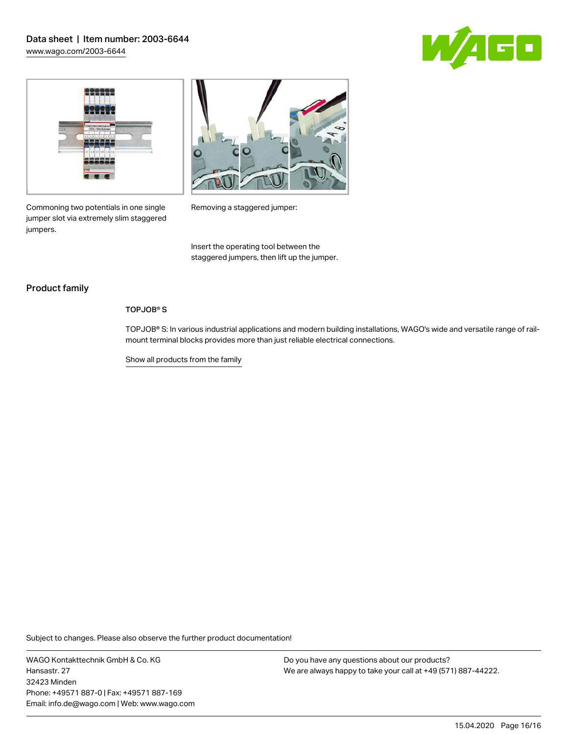Commoning two potentials in one single jumper slot via extremely slim staggered jumpers.

Removing a staggered jumper:

Insert the operating tool between the staggered jumpers, then lift up the jumper.

## Product family

TOPJOB® S

TOPJOB® S: In various industrial applications and modern building installations, WAGO's wide and versatile range of rail-mount terminal blocks provides more than just reliable electrical connections.

Show all products from the family

Subject to changes. Please also observe the further product documentation!

WAGO Kontakttechnik GmbH & Co. KG
Hansastr. 27
32423 Minden
Phone: +49571 887-0 | Fax: +49571 887-169
Email: info.de@wago.com | Web: www.wago.com

Do you have any questions about our products?
We are always happy to take your call at +49 (571) 887-44222.